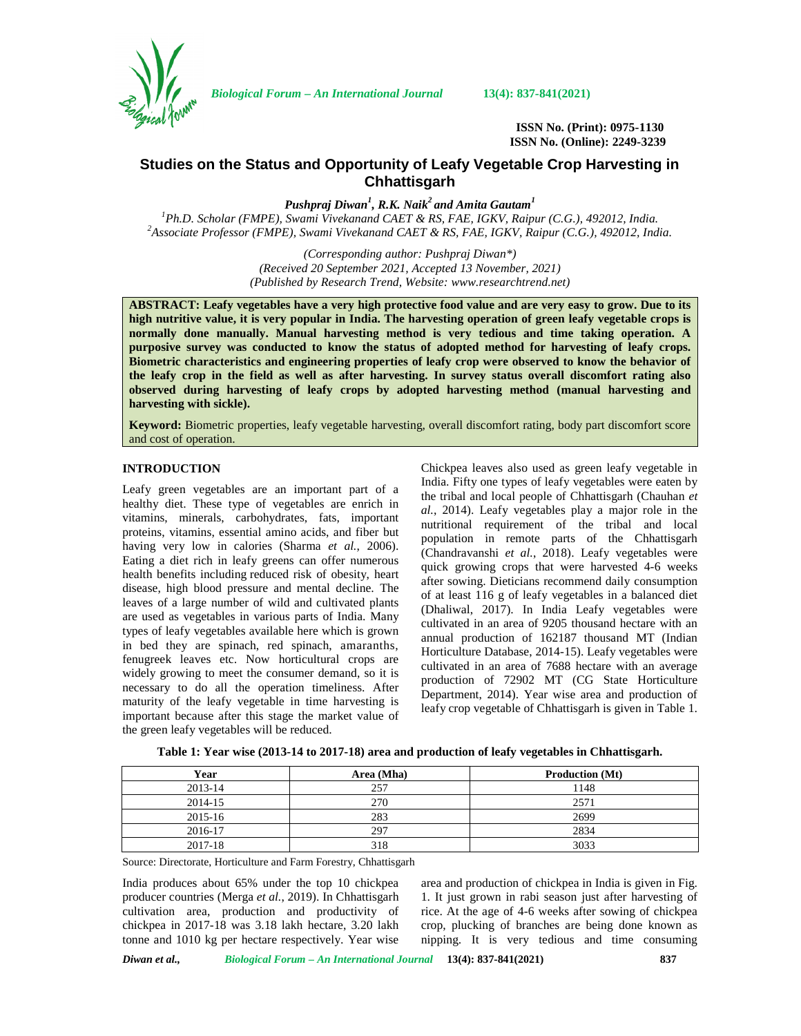ISSN No. (Print): 0975-1130
ISSN No. (Online): 2249-3239

# Studies on the Status and Opportunity of Leafy Vegetable Crop Harvesting in Chhattisgarh

***Pushpraj Diwan[1], R.K. Naik[2] and Amita Gautam[1]***

[1]*Ph.D. Scholar (FMPE), Swami Vivekanand CAET & RS, FAE, IGKV, Raipur (C.G.), 492012, India.*
[2]*Associate Professor (FMPE), Swami Vivekanand CAET & RS, FAE, IGKV, Raipur (C.G.), 492012, India.*

*(Corresponding author: Pushpraj Diwan\*)*
*(Received 20 September 2021, Accepted 13 November, 2021)*
*(Published by Research Trend, Website: www.researchtrend.net)*

**ABSTRACT: Leafy vegetables have a very high protective food value and are very easy to grow. Due to its high nutritive value, it is very popular in India. The harvesting operation of green leafy vegetable crops is normally done manually. Manual harvesting method is very tedious and time taking operation. A purposive survey was conducted to know the status of adopted method for harvesting of leafy crops. Biometric characteristics and engineering properties of leafy crop were observed to know the behavior of the leafy crop in the field as well as after harvesting. In survey status overall discomfort rating also observed during harvesting of leafy crops by adopted harvesting method (manual harvesting and harvesting with sickle).**

**Keyword:** Biometric properties, leafy vegetable harvesting, overall discomfort rating, body part discomfort score and cost of operation.

## INTRODUCTION

Leafy green vegetables are an important part of a healthy diet. These type of vegetables are enrich in vitamins, minerals, carbohydrates, fats, important proteins, vitamins, essential amino acids, and fiber but having very low in calories (Sharma *et al.*, 2006). Eating a diet rich in leafy greens can offer numerous health benefits including reduced risk of obesity, heart disease, high blood pressure and mental decline. The leaves of a large number of wild and cultivated plants are used as vegetables in various parts of India. Many types of leafy vegetables available here which is grown in bed they are spinach, red spinach, amaranths, fenugreek leaves etc. Now horticultural crops are widely growing to meet the consumer demand, so it is necessary to do all the operation timeliness. After maturity of the leafy vegetable in time harvesting is important because after this stage the market value of the green leafy vegetables will be reduced.

Chickpea leaves also used as green leafy vegetable in India. Fifty one types of leafy vegetables were eaten by the tribal and local people of Chhattisgarh (Chauhan *et al.*, 2014). Leafy vegetables play a major role in the nutritional requirement of the tribal and local population in remote parts of the Chhattisgarh (Chandravanshi *et al.*, 2018). Leafy vegetables were quick growing crops that were harvested 4-6 weeks after sowing. Dieticians recommend daily consumption of at least 116 g of leafy vegetables in a balanced diet (Dhaliwal, 2017). In India Leafy vegetables were cultivated in an area of 9205 thousand hectare with an annual production of 162187 thousand MT (Indian Horticulture Database, 2014-15). Leafy vegetables were cultivated in an area of 7688 hectare with an average production of 72902 MT (CG State Horticulture Department, 2014). Year wise area and production of leafy crop vegetable of Chhattisgarh is given in Table 1.

**Table 1: Year wise (2013-14 to 2017-18) area and production of leafy vegetables in Chhattisgarh.**

| Year | Area (Mha) | Production (Mt) |
|---|---|---|
| 2013-14 | 257 | 1148 |
| 2014-15 | 270 | 2571 |
| 2015-16 | 283 | 2699 |
| 2016-17 | 297 | 2834 |
| 2017-18 | 318 | 3033 |

Source: Directorate, Horticulture and Farm Forestry, Chhattisgarh

India produces about 65% under the top 10 chickpea producer countries (Merga *et al.*, 2019). In Chhattisgarh cultivation area, production and productivity of chickpea in 2017-18 was 3.18 lakh hectare, 3.20 lakh tonne and 1010 kg per hectare respectively. Year wise area and production of chickpea in India is given in Fig. 1. It just grown in rabi season just after harvesting of rice. At the age of 4-6 weeks after sowing of chickpea crop, plucking of branches are being done known as nipping. It is very tedious and time consuming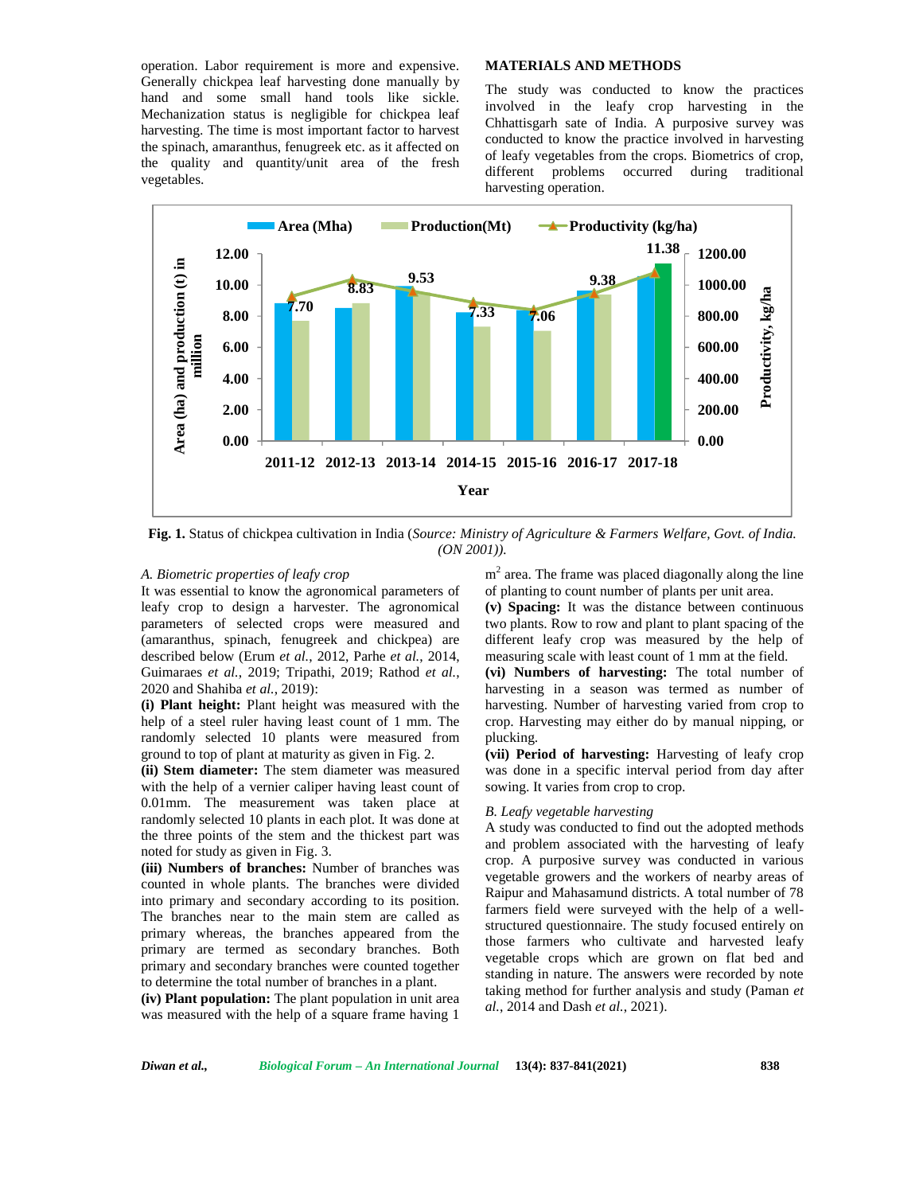operation. Labor requirement is more and expensive. Generally chickpea leaf harvesting done manually by hand and some small hand tools like sickle. Mechanization status is negligible for chickpea leaf harvesting. The time is most important factor to harvest the spinach, amaranthus, fenugreek etc. as it affected on the quality and quantity/unit area of the fresh vegetables.

## MATERIALS AND METHODS

The study was conducted to know the practices involved in the leafy crop harvesting in the Chhattisgarh sate of India. A purposive survey was conducted to know the practice involved in harvesting of leafy vegetables from the crops. Biometrics of crop, different problems occurred during traditional harvesting operation.

**Fig. 1.** Status of chickpea cultivation in India (*Source: Ministry of Agriculture & Farmers Welfare, Govt. of India. (ON 2001)).*

### *A. Biometric properties of leafy crop*

It was essential to know the agronomical parameters of leafy crop to design a harvester. The agronomical parameters of selected crops were measured and (amaranthus, spinach, fenugreek and chickpea) are described below (Erum *et al.*, 2012, Parhe *et al.*, 2014, Guimaraes *et al.*, 2019; Tripathi, 2019; Rathod *et al.*, 2020 and Shahiba *et al.*, 2019):

**(i) Plant height:** Plant height was measured with the help of a steel ruler having least count of 1 mm. The randomly selected 10 plants were measured from ground to top of plant at maturity as given in Fig. 2.

**(ii) Stem diameter:** The stem diameter was measured with the help of a vernier caliper having least count of 0.01mm. The measurement was taken place at randomly selected 10 plants in each plot. It was done at the three points of the stem and the thickest part was noted for study as given in Fig. 3.

**(iii) Numbers of branches:** Number of branches was counted in whole plants. The branches were divided into primary and secondary according to its position. The branches near to the main stem are called as primary whereas, the branches appeared from the primary are termed as secondary branches. Both primary and secondary branches were counted together to determine the total number of branches in a plant.

**(iv) Plant population:** The plant population in unit area was measured with the help of a square frame having 1 $m^2$ area. The frame was placed diagonally along the line of planting to count number of plants per unit area.

**(v) Spacing:** It was the distance between continuous two plants. Row to row and plant to plant spacing of the different leafy crop was measured by the help of measuring scale with least count of 1 mm at the field.

**(vi) Numbers of harvesting:** The total number of harvesting in a season was termed as number of harvesting. Number of harvesting varied from crop to crop. Harvesting may either do by manual nipping, or plucking.

**(vii) Period of harvesting:** Harvesting of leafy crop was done in a specific interval period from day after sowing. It varies from crop to crop.

### *B. Leafy vegetable harvesting*

A study was conducted to find out the adopted methods and problem associated with the harvesting of leafy crop. A purposive survey was conducted in various vegetable growers and the workers of nearby areas of Raipur and Mahasamund districts. A total number of 78 farmers field were surveyed with the help of a well-structured questionnaire. The study focused entirely on those farmers who cultivate and harvested leafy vegetable crops which are grown on flat bed and standing in nature. The answers were recorded by note taking method for further analysis and study (Paman *et al.*, 2014 and Dash *et al.*, 2021).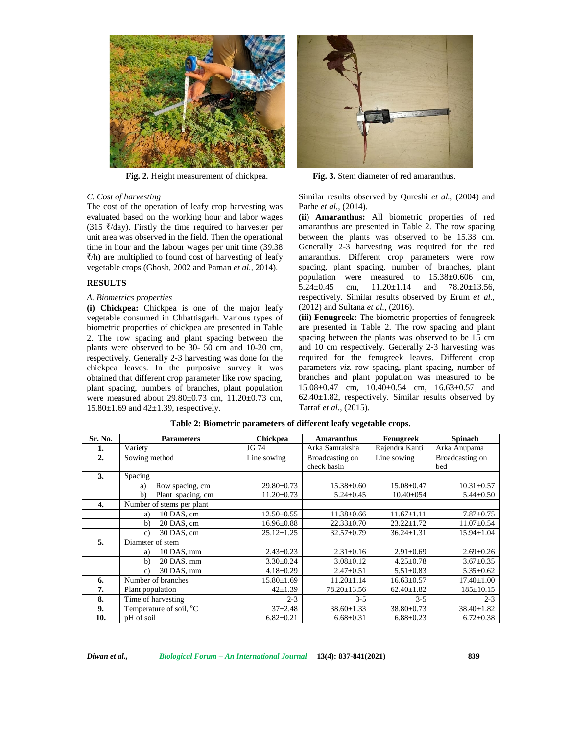Fig. 2. Height measurement of chickpea.

Fig. 3. Stem diameter of red amaranthus.

*C. Cost of harvesting*

The cost of the operation of leafy crop harvesting was evaluated based on the working hour and labor wages (315 ₹/day). Firstly the time required to harvester per unit area was observed in the field. Then the operational time in hour and the labour wages per unit time (39.38 ₹/h) are multiplied to found cost of harvesting of leafy vegetable crops (Ghosh, 2002 and Paman *et al.*, 2014).

## RESULTS

*A. Biometrics properties*

**(i) Chickpea:** Chickpea is one of the major leafy vegetable consumed in Chhattisgarh. Various types of biometric properties of chickpea are presented in Table 2. The row spacing and plant spacing between the plants were observed to be 30- 50 cm and 10-20 cm, respectively. Generally 2-3 harvesting was done for the chickpea leaves. In the purposive survey it was obtained that different crop parameter like row spacing, plant spacing, numbers of branches, plant population were measured about 29.80±0.73 cm, 11.20±0.73 cm, 15.80±1.69 and 42±1.39, respectively. Similar results observed by Qureshi *et al.*, (2004) and Parhe *et al.*, (2014).

**(ii) Amaranthus:** All biometric properties of red amaranthus are presented in Table 2. The row spacing between the plants was observed to be 15.38 cm. Generally 2-3 harvesting was required for the red amaranthus. Different crop parameters were row spacing, plant spacing, number of branches, plant population were measured to 15.38±0.606 cm, 5.24±0.45 cm, 11.20±1.14 and 78.20±13.56, respectively. Similar results observed by Erum *et al.*, (2012) and Sultana *et al.*, (2016).

**(iii) Fenugreek:** The biometric properties of fenugreek are presented in Table 2. The row spacing and plant spacing between the plants was observed to be 15 cm and 10 cm respectively. Generally 2-3 harvesting was required for the fenugreek leaves. Different crop parameters *viz.* row spacing, plant spacing, number of branches and plant population was measured to be 15.08±0.47 cm, 10.40±0.54 cm, 16.63±0.57 and 62.40±1.82, respectively. Similar results observed by Tarraf *et al.*, (2015).

**Table 2: Biometric parameters of different leafy vegetable crops.**

| Sr. No. | Parameters | Chickpea | Amaranthus | Fenugreek | Spinach |
|---|---|---|---|---|---|
| **1.** | Variety | JG 74 | Arka Samraksha | Rajendra Kanti | Arka Anupama |
| **2.** | Sowing method | Line sowing | Broadcasting on check basin | Line sowing | Broadcasting on bed |
| **3.** | Spacing | | | | |
| | a) Row spacing, cm | 29.80±0.73 | 15.38±0.60 | 15.08±0.47 | 10.31±0.57 |
| | b) Plant spacing, cm | 11.20±0.73 | 5.24±0.45 | 10.40±054 | 5.44±0.50 |
| **4.** | Number of stems per plant | | | | |
| | a) 10 DAS, cm | 12.50±0.55 | 11.38±0.66 | 11.67±1.11 | 7.87±0.75 |
| | b) 20 DAS, cm | 16.96±0.88 | 22.33±0.70 | 23.22±1.72 | 11.07±0.54 |
| | c) 30 DAS, cm | 25.12±1.25 | 32.57±0.79 | 36.24±1.31 | 15.94±1.04 |
| **5.** | Diameter of stem | | | | |
| | a) 10 DAS, mm | 2.43±0.23 | 2.31±0.16 | 2.91±0.69 | 2.69±0.26 |
| | b) 20 DAS, mm | 3.30±0.24 | 3.08±0.12 | 4.25±0.78 | 3.67±0.35 |
| | c) 30 DAS, mm | 4.18±0.29 | 2.47±0.51 | 5.51±0.83 | 5.35±0.62 |
| **6.** | Number of branches | 15.80±1.69 | 11.20±1.14 | 16.63±0.57 | 17.40±1.00 |
| **7.** | Plant population | 42±1.39 | 78.20±13.56 | 62.40±1.82 | 185±10.15 |
| **8.** | Time of harvesting | 2-3 | 3-5 | 3-5 | 2-3 |
| **9.** | Temperature of soil, °C | 37±2.48 | 38.60±1.33 | 38.80±0.73 | 38.40±1.82 |
| **10.** | pH of soil | 6.82±0.21 | 6.68±0.31 | 6.88±0.23 | 6.72±0.38 |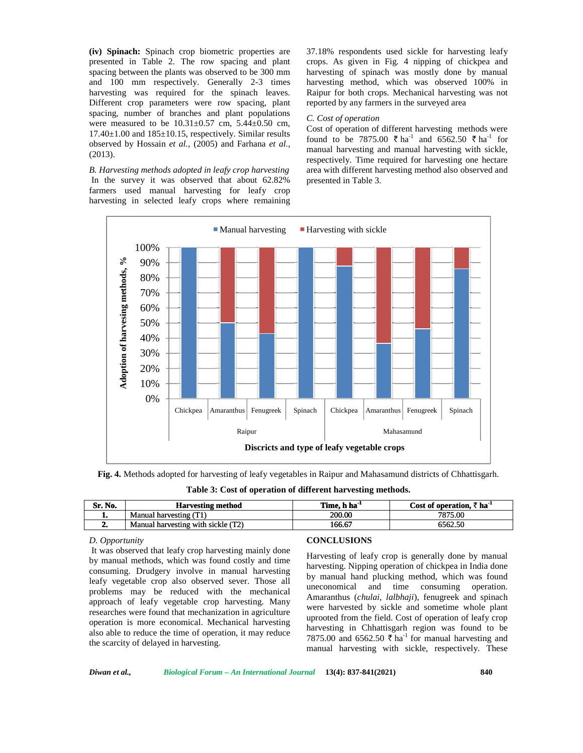**(iv) Spinach:** Spinach crop biometric properties are presented in Table 2. The row spacing and plant spacing between the plants was observed to be 300 mm and 100 mm respectively. Generally 2-3 times harvesting was required for the spinach leaves. Different crop parameters were row spacing, plant spacing, number of branches and plant populations were measured to be 10.31±0.57 cm, 5.44±0.50 cm, 17.40±1.00 and 185±10.15, respectively. Similar results observed by Hossain *et al.*, (2005) and Farhana *et al.*, (2013).

*B. Harvesting methods adopted in leafy crop harvesting*

In the survey it was observed that about 62.82% farmers used manual harvesting for leafy crop harvesting in selected leafy crops where remaining 37.18% respondents used sickle for harvesting leafy crops. As given in Fig. 4 nipping of chickpea and harvesting of spinach was mostly done by manual harvesting method, which was observed 100% in Raipur for both crops. Mechanical harvesting was not reported by any farmers in the surveyed area

*C. Cost of operation*

Cost of operation of different harvesting methods were found to be 7875.00 ₹ $ha^{-1}$ and 6562.50 ₹ $ha^{-1}$ for manual harvesting and manual harvesting with sickle, respectively. Time required for harvesting one hectare area with different harvesting method also observed and presented in Table 3.

**Fig. 4.** Methods adopted for harvesting of leafy vegetables in Raipur and Mahasamund districts of Chhattisgarh.

**Table 3: Cost of operation of different harvesting methods.**

| Sr. No. | Harvesting method | Time, h $ha^{-1}$ | Cost of operation, ₹ $ha^{-1}$ |
|---|---|---|---|
| **1.** | Manual harvesting (T1) | 200.00 | 7875.00 |
| **2.** | Manual harvesting with sickle (T2) | 166.67 | 6562.50 |

*D. Opportunity*

It was observed that leafy crop harvesting mainly done by manual methods, which was found costly and time consuming. Drudgery involve in manual harvesting leafy vegetable crop also observed sever. Those all problems may be reduced with the mechanical approach of leafy vegetable crop harvesting. Many researches were found that mechanization in agriculture operation is more economical. Mechanical harvesting also able to reduce the time of operation, it may reduce the scarcity of delayed in harvesting.

## CONCLUSIONS

Harvesting of leafy crop is generally done by manual harvesting. Nipping operation of chickpea in India done by manual hand plucking method, which was found uneconomical and time consuming operation. Amaranthus (*chulai*, *lalbhaji*), fenugreek and spinach were harvested by sickle and sometime whole plant uprooted from the field. Cost of operation of leafy crop harvesting in Chhattisgarh region was found to be 7875.00 and 6562.50 ₹ $ha^{-1}$ for manual harvesting and manual harvesting with sickle, respectively. These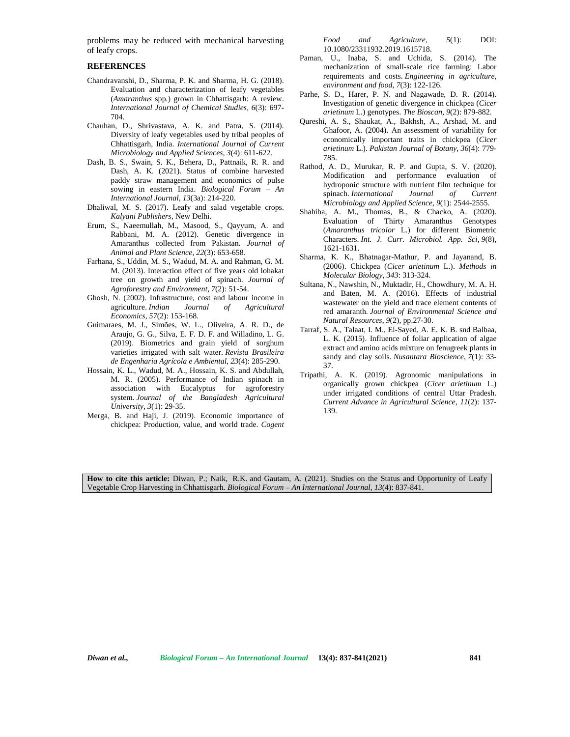problems may be reduced with mechanical harvesting of leafy crops.

## REFERENCES

Chandravanshi, D., Sharma, P. K. and Sharma, H. G. (2018). Evaluation and characterization of leafy vegetables (*Amaranthus* spp.) grown in Chhattisgarh: A review. *International Journal of Chemical Studies*, *6*(3): 697-704.

Chauhan, D., Shrivastava, A. K. and Patra, S. (2014). Diversity of leafy vegetables used by tribal peoples of Chhattisgarh, India. *International Journal of Current Microbiology and Applied Sciences*, *3*(4): 611-622.

Dash, B. S., Swain, S. K., Behera, D., Pattnaik, R. R. and Dash, A. K. (2021). Status of combine harvested paddy straw management and economics of pulse sowing in eastern India. *Biological Forum – An International Journal, 13*(3a): 214-220.

Dhaliwal, M. S. (2017). Leafy and salad vegetable crops. *Kalyani Publishers*, New Delhi.

Erum, S., Naeemullah, M., Masood, S., Qayyum, A. and Rabbani, M. A. (2012). Genetic divergence in Amaranthus collected from Pakistan. *Journal of Animal and Plant Science, 22*(3): 653-658.

Farhana, S., Uddin, M. S., Wadud, M. A. and Rahman, G. M. M. (2013). Interaction effect of five years old lohakat tree on growth and yield of spinach. *Journal of Agroforestry and Environment, 7*(2): 51-54.

Ghosh, N. (2002). Infrastructure, cost and labour income in agriculture. *Indian Journal of Agricultural Economics*, *57*(2): 153-168.

Guimaraes, M. J., Simões, W. L., Oliveira, A. R. D., de Araujo, G. G., Silva, E. F. D. F. and Willadino, L. G. (2019). Biometrics and grain yield of sorghum varieties irrigated with salt water. *Revista Brasileira de Engenharia Agrícola e Ambiental, 23*(4): 285-290.

Hossain, K. L., Wadud, M. A., Hossain, K. S. and Abdullah, M. R. (2005). Performance of Indian spinach in association with Eucalyptus for agroforestry system. *Journal of the Bangladesh Agricultural University*, *3*(1): 29-35.

Merga, B. and Haji, J. (2019). Economic importance of chickpea: Production, value, and world trade. *Cogent Food and Agriculture*, *5*(1): DOI: 10.1080/23311932.2019.1615718.

Paman, U., Inaba, S. and Uchida, S. (2014). The mechanization of small-scale rice farming: Labor requirements and costs. *Engineering in agriculture, environment and food*, *7*(3): 122-126.

Parhe, S. D., Harer, P. N. and Nagawade, D. R. (2014). Investigation of genetic divergence in chickpea (*Cicer arietinum* L.) genotypes. *The Bioscan*, *9*(2): 879-882.

Qureshi, A. S., Shaukat, A., Bakhsh, A., Arshad, M. and Ghafoor, A. (2004). An assessment of variability for economically important traits in chickpea (*Cicer arietinum* L.). *Pakistan Journal of Botany*, *36*(4): 779-785.

Rathod, A. D., Murukar, R. P. and Gupta, S. V. (2020). Modification and performance evaluation of hydroponic structure with nutrient film technique for spinach. *International Journal of Current Microbiology and Applied Science*, *9*(1): 2544-2555.

Shahiba, A. M., Thomas, B., & Chacko, A. (2020). Evaluation of Thirty Amaranthus Genotypes (*Amaranthus tricolor* L.) for different Biometric Characters. *Int. J. Curr. Microbiol. App. Sci*, *9*(8), 1621-1631.

Sharma, K. K., Bhatnagar-Mathur, P. and Jayanand, B. (2006). Chickpea (*Cicer arietinum* L.). *Methods in Molecular Biology*, *343*: 313-324.

Sultana, N., Nawshin, N., Muktadir, H., Chowdhury, M. A. H. and Baten, M. A. (2016). Effects of industrial wastewater on the yield and trace element contents of red amaranth. *Journal of Environmental Science and Natural Resources*, *9*(2), pp.27-30.

Tarraf, S. A., Talaat, I. M., El-Sayed, A. E. K. B. snd Balbaa, L. K. (2015). Influence of foliar application of algae extract and amino acids mixture on fenugreek plants in sandy and clay soils. *Nusantara Bioscience*, *7*(1): 33-37.

Tripathi, A. K. (2019). Agronomic manipulations in organically grown chickpea (*Cicer arietinum* L.) under irrigated conditions of central Uttar Pradesh. *Current Advance in Agricultural Science, 11*(2): 137-139.

**How to cite this article:** Diwan, P.; Naik, R.K. and Gautam, A. (2021). Studies on the Status and Opportunity of Leafy Vegetable Crop Harvesting in Chhattisgarh. *Biological Forum – An International Journal, 13*(4): 837-841.